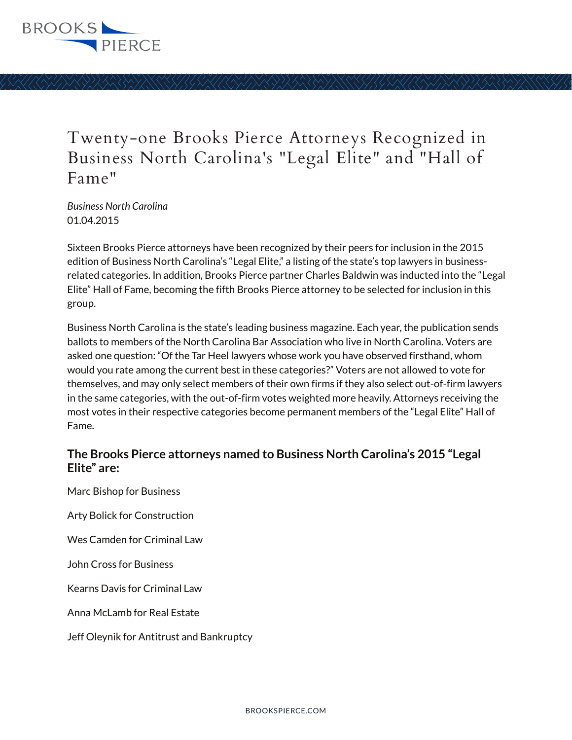# Twenty-one Brooks Pierce Attorneys Recognized in Business North Carolina's "Legal Elite" and "Hall of Fame"

*Business North Carolina*
01.04.2015

Sixteen Brooks Pierce attorneys have been recognized by their peers for inclusion in the 2015 edition of Business North Carolina's "Legal Elite," a listing of the state's top lawyers in business-related categories. In addition, Brooks Pierce partner Charles Baldwin was inducted into the "Legal Elite" Hall of Fame, becoming the fifth Brooks Pierce attorney to be selected for inclusion in this group.

Business North Carolina is the state's leading business magazine. Each year, the publication sends ballots to members of the North Carolina Bar Association who live in North Carolina. Voters are asked one question: "Of the Tar Heel lawyers whose work you have observed firsthand, whom would you rate among the current best in these categories?" Voters are not allowed to vote for themselves, and may only select members of their own firms if they also select out-of-firm lawyers in the same categories, with the out-of-firm votes weighted more heavily. Attorneys receiving the most votes in their respective categories become permanent members of the "Legal Elite" Hall of Fame.

### The Brooks Pierce attorneys named to Business North Carolina's 2015 "Legal Elite" are:

Marc Bishop for Business

Arty Bolick for Construction

Wes Camden for Criminal Law

John Cross for Business

Kearns Davis for Criminal Law

Anna McLamb for Real Estate

Jeff Oleynik for Antitrust and Bankruptcy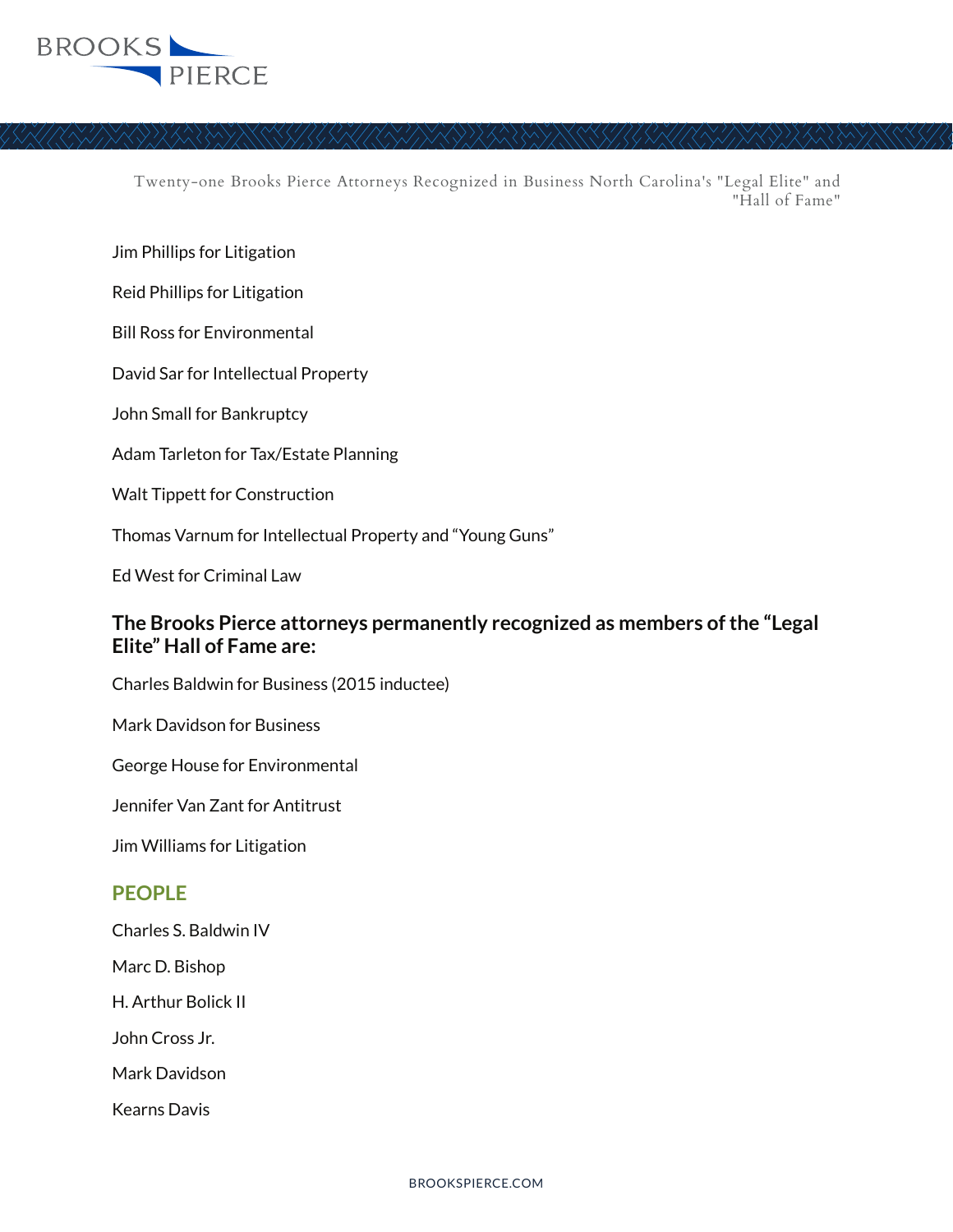Jim Phillips for Litigation

Reid Phillips for Litigation

Bill Ross for Environmental

David Sar for Intellectual Property

John Small for Bankruptcy

Adam Tarleton for Tax/Estate Planning

Walt Tippett for Construction

Thomas Varnum for Intellectual Property and "Young Guns"

Ed West for Criminal Law

### The Brooks Pierce attorneys permanently recognized as members of the "Legal Elite" Hall of Fame are:

Charles Baldwin for Business (2015 inductee)

Mark Davidson for Business

George House for Environmental

Jennifer Van Zant for Antitrust

Jim Williams for Litigation

## PEOPLE

Charles S. Baldwin IV

Marc D. Bishop

H. Arthur Bolick II

John Cross Jr.

Mark Davidson

Kearns Davis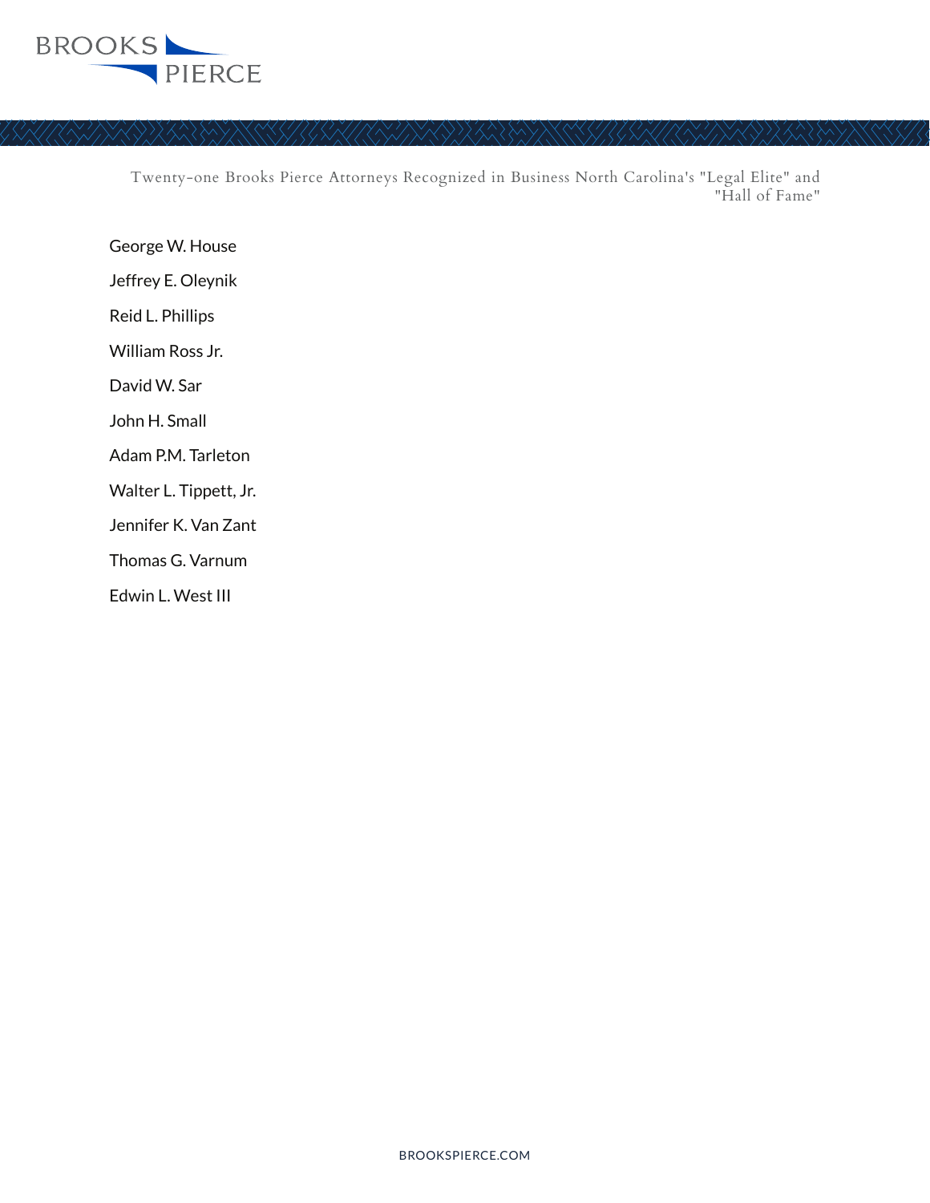George W. House

Jeffrey E. Oleynik

Reid L. Phillips

William Ross Jr.

David W. Sar

John H. Small

Adam P.M. Tarleton

Walter L. Tippett, Jr.

Jennifer K. Van Zant

Thomas G. Varnum

Edwin L. West III